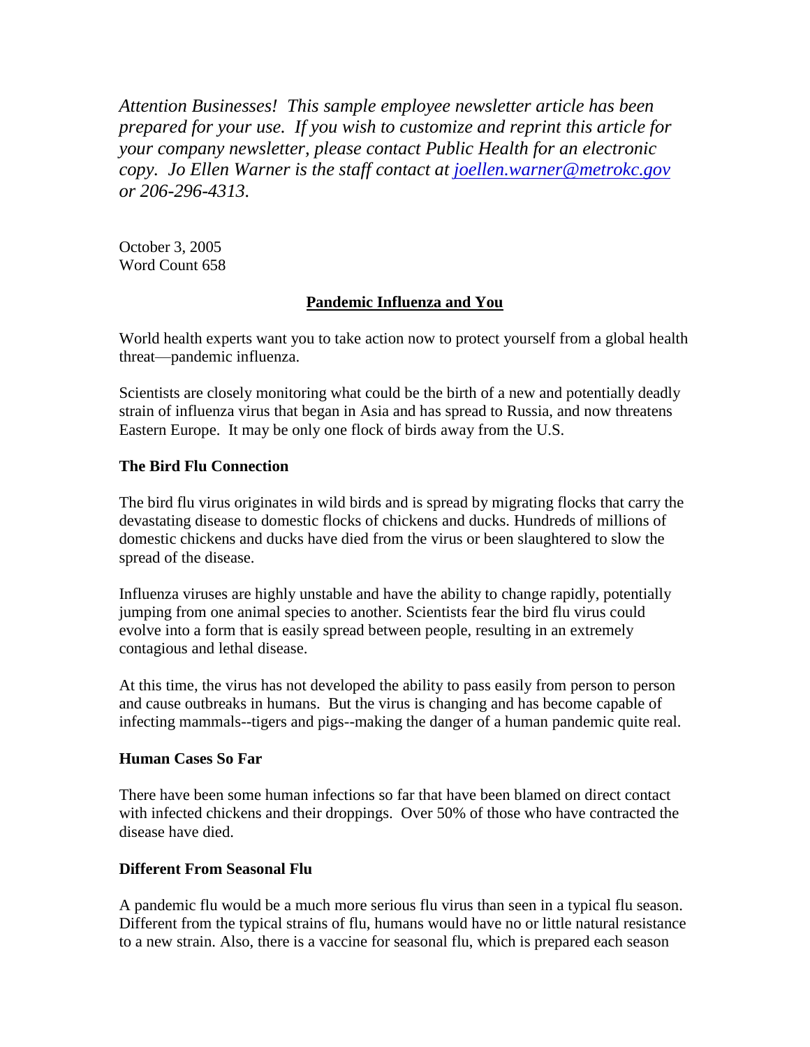*Attention Businesses! This sample employee newsletter article has been prepared for your use. If you wish to customize and reprint this article for your company newsletter, please contact Public Health for an electronic copy. Jo Ellen Warner is the staff contact at [joellen.warner@metrokc.gov](mailto:joellen.warner@metrokc.gov) or 206-296-4313.*

October 3, 2005
Word Count 658

## Pandemic Influenza and You

World health experts want you to take action now to protect yourself from a global health threat—pandemic influenza.

Scientists are closely monitoring what could be the birth of a new and potentially deadly strain of influenza virus that began in Asia and has spread to Russia, and now threatens Eastern Europe. It may be only one flock of birds away from the U.S.

### The Bird Flu Connection

The bird flu virus originates in wild birds and is spread by migrating flocks that carry the devastating disease to domestic flocks of chickens and ducks. Hundreds of millions of domestic chickens and ducks have died from the virus or been slaughtered to slow the spread of the disease.

Influenza viruses are highly unstable and have the ability to change rapidly, potentially jumping from one animal species to another. Scientists fear the bird flu virus could evolve into a form that is easily spread between people, resulting in an extremely contagious and lethal disease.

At this time, the virus has not developed the ability to pass easily from person to person and cause outbreaks in humans. But the virus is changing and has become capable of infecting mammals--tigers and pigs--making the danger of a human pandemic quite real.

### Human Cases So Far

There have been some human infections so far that have been blamed on direct contact with infected chickens and their droppings. Over 50% of those who have contracted the disease have died.

### Different From Seasonal Flu

A pandemic flu would be a much more serious flu virus than seen in a typical flu season. Different from the typical strains of flu, humans would have no or little natural resistance to a new strain. Also, there is a vaccine for seasonal flu, which is prepared each season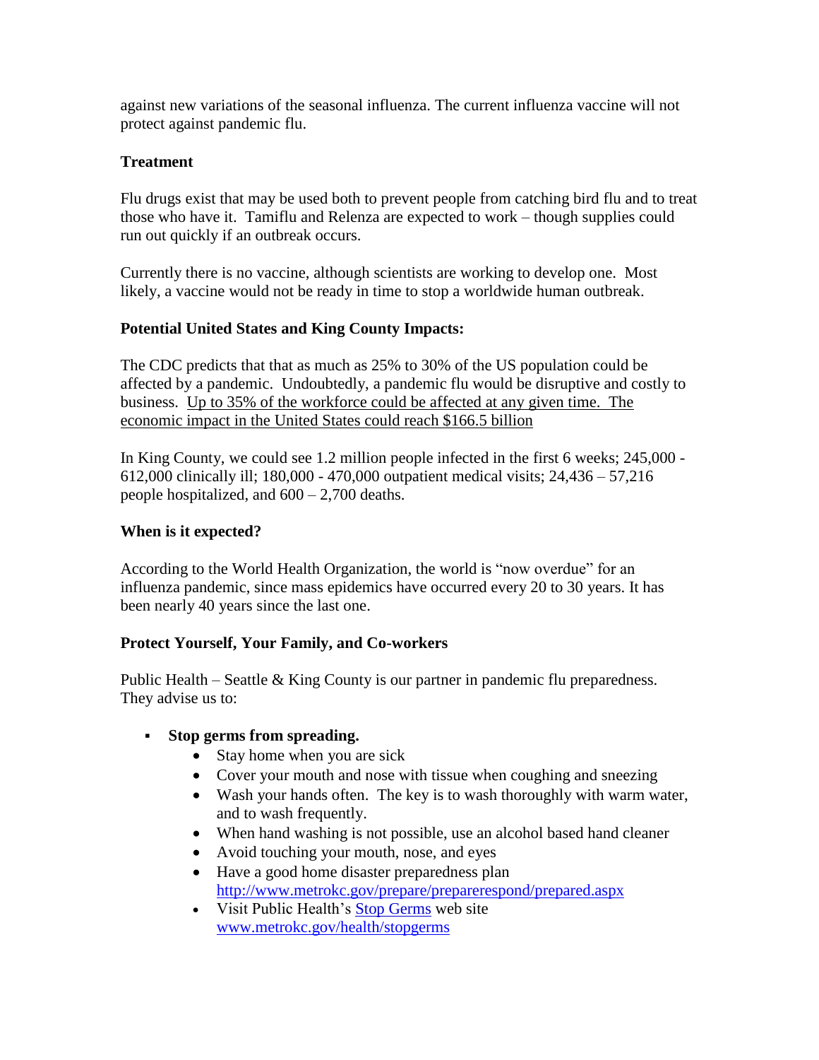against new variations of the seasonal influenza. The current influenza vaccine will not protect against pandemic flu.

**Treatment**

Flu drugs exist that may be used both to prevent people from catching bird flu and to treat those who have it. Tamiflu and Relenza are expected to work – though supplies could run out quickly if an outbreak occurs.

Currently there is no vaccine, although scientists are working to develop one. Most likely, a vaccine would not be ready in time to stop a worldwide human outbreak.

**Potential United States and King County Impacts:**

The CDC predicts that that as much as 25% to 30% of the US population could be affected by a pandemic. Undoubtedly, a pandemic flu would be disruptive and costly to business. <u>Up to 35% of the workforce could be affected at any given time. The economic impact in the United States could reach $166.5 billion</u>

In King County, we could see 1.2 million people infected in the first 6 weeks; 245,000 - 612,000 clinically ill; 180,000 - 470,000 outpatient medical visits; 24,436 – 57,216 people hospitalized, and 600 – 2,700 deaths.

**When is it expected?**

According to the World Health Organization, the world is "now overdue" for an influenza pandemic, since mass epidemics have occurred every 20 to 30 years. It has been nearly 40 years since the last one.

**Protect Yourself, Your Family, and Co-workers**

Public Health – Seattle & King County is our partner in pandemic flu preparedness. They advise us to:

- **Stop germs from spreading.**
  - Stay home when you are sick
  - Cover your mouth and nose with tissue when coughing and sneezing
  - Wash your hands often. The key is to wash thoroughly with warm water, and to wash frequently.
  - When hand washing is not possible, use an alcohol based hand cleaner
  - Avoid touching your mouth, nose, and eyes
  - Have a good home disaster preparedness plan http://www.metrokc.gov/prepare/preparerespond/prepared.aspx
  - Visit Public Health's Stop Germs web site www.metrokc.gov/health/stopgerms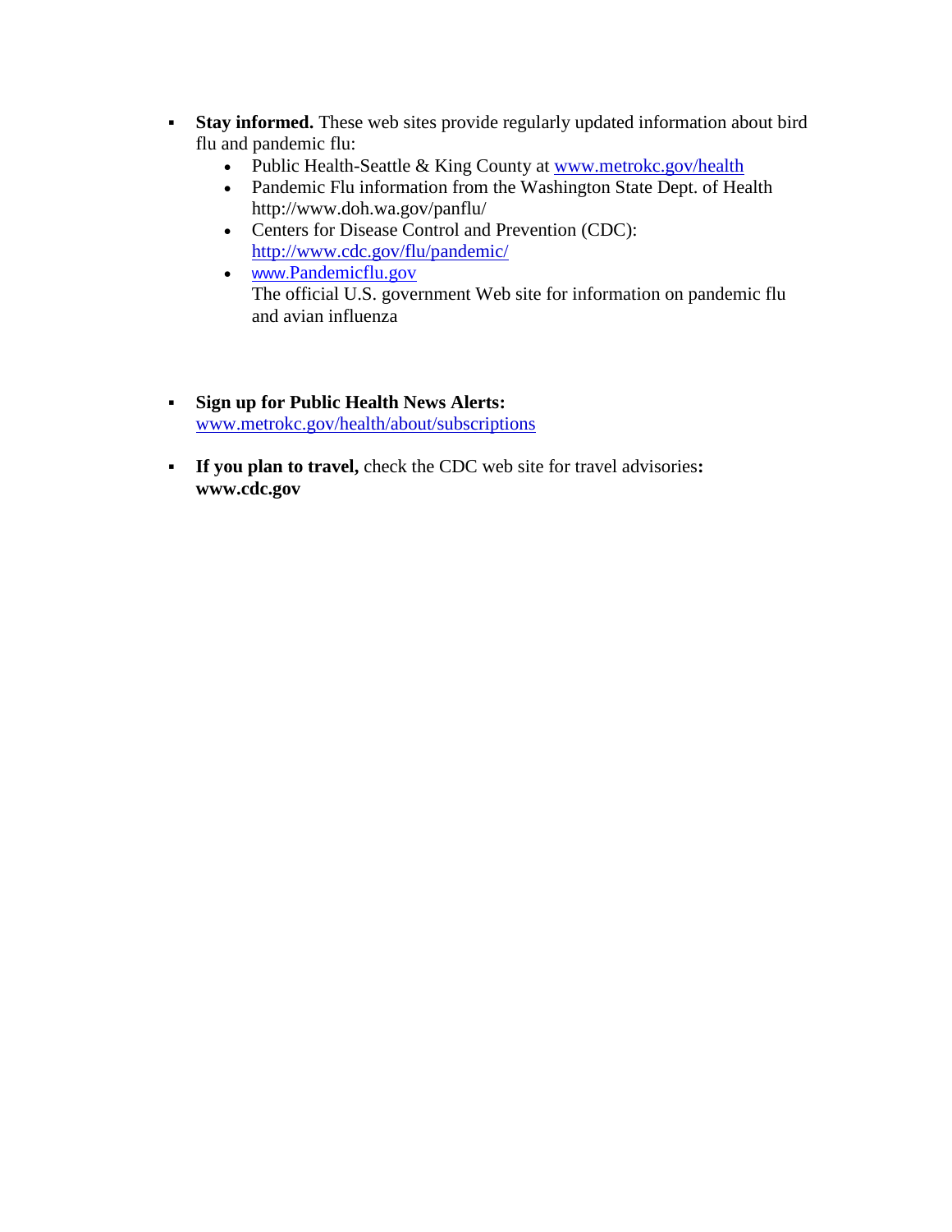- **Stay informed.** These web sites provide regularly updated information about bird flu and pandemic flu:
  - Public Health-Seattle & King County at www.metrokc.gov/health
  - Pandemic Flu information from the Washington State Dept. of Health http://www.doh.wa.gov/panflu/
  - Centers for Disease Control and Prevention (CDC): http://www.cdc.gov/flu/pandemic/
  - www.Pandemicflu.gov  
    The official U.S. government Web site for information on pandemic flu and avian influenza

- **Sign up for Public Health News Alerts:** www.metrokc.gov/health/about/subscriptions

- **If you plan to travel,** check the CDC web site for travel advisories**: www.cdc.gov**